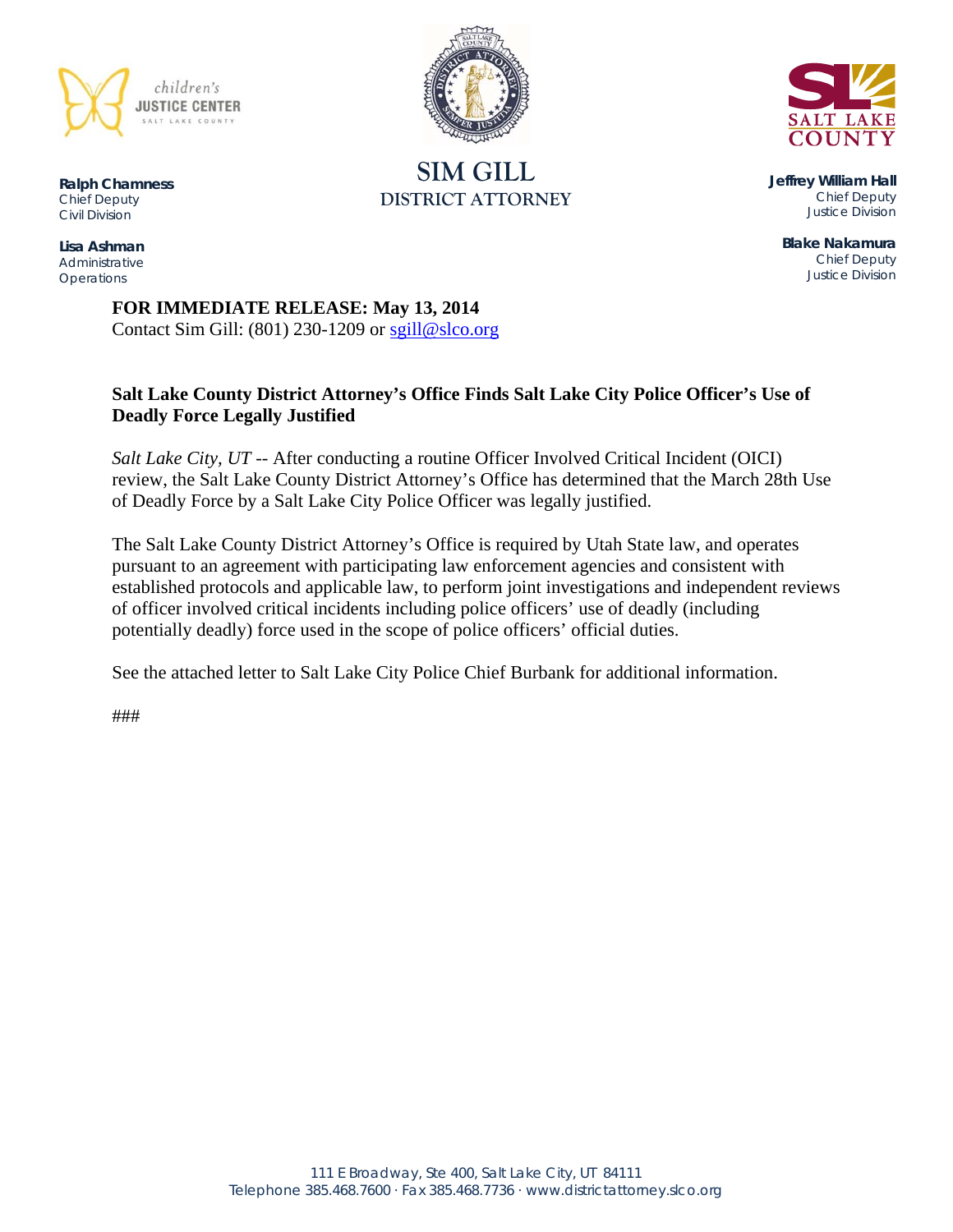children's
JUSTICE CENTER
SALT LAKE COUNTY

**Ralph Chamness**
Chief Deputy
Civil Division

**Lisa Ashman**
Administrative
Operations

SIM GILL
DISTRICT ATTORNEY

SALT LAKE COUNTY

**Jeffrey William Hall**
Chief Deputy
Justice Division

**Blake Nakamura**
Chief Deputy
Justice Division

**FOR IMMEDIATE RELEASE: May 13, 2014**
Contact Sim Gill: (801) 230-1209 or sgill@slco.org

**Salt Lake County District Attorney's Office Finds Salt Lake City Police Officer's Use of Deadly Force Legally Justified**

*Salt Lake City, UT* -- After conducting a routine Officer Involved Critical Incident (OICI) review, the Salt Lake County District Attorney's Office has determined that the March 28th Use of Deadly Force by a Salt Lake City Police Officer was legally justified.

The Salt Lake County District Attorney's Office is required by Utah State law, and operates pursuant to an agreement with participating law enforcement agencies and consistent with established protocols and applicable law, to perform joint investigations and independent reviews of officer involved critical incidents including police officers' use of deadly (including potentially deadly) force used in the scope of police officers' official duties.

See the attached letter to Salt Lake City Police Chief Burbank for additional information.

###

111 E Broadway, Ste 400, Salt Lake City, UT 84111
Telephone 385.468.7600 · Fax 385.468.7736 · www.districtattorney.slco.org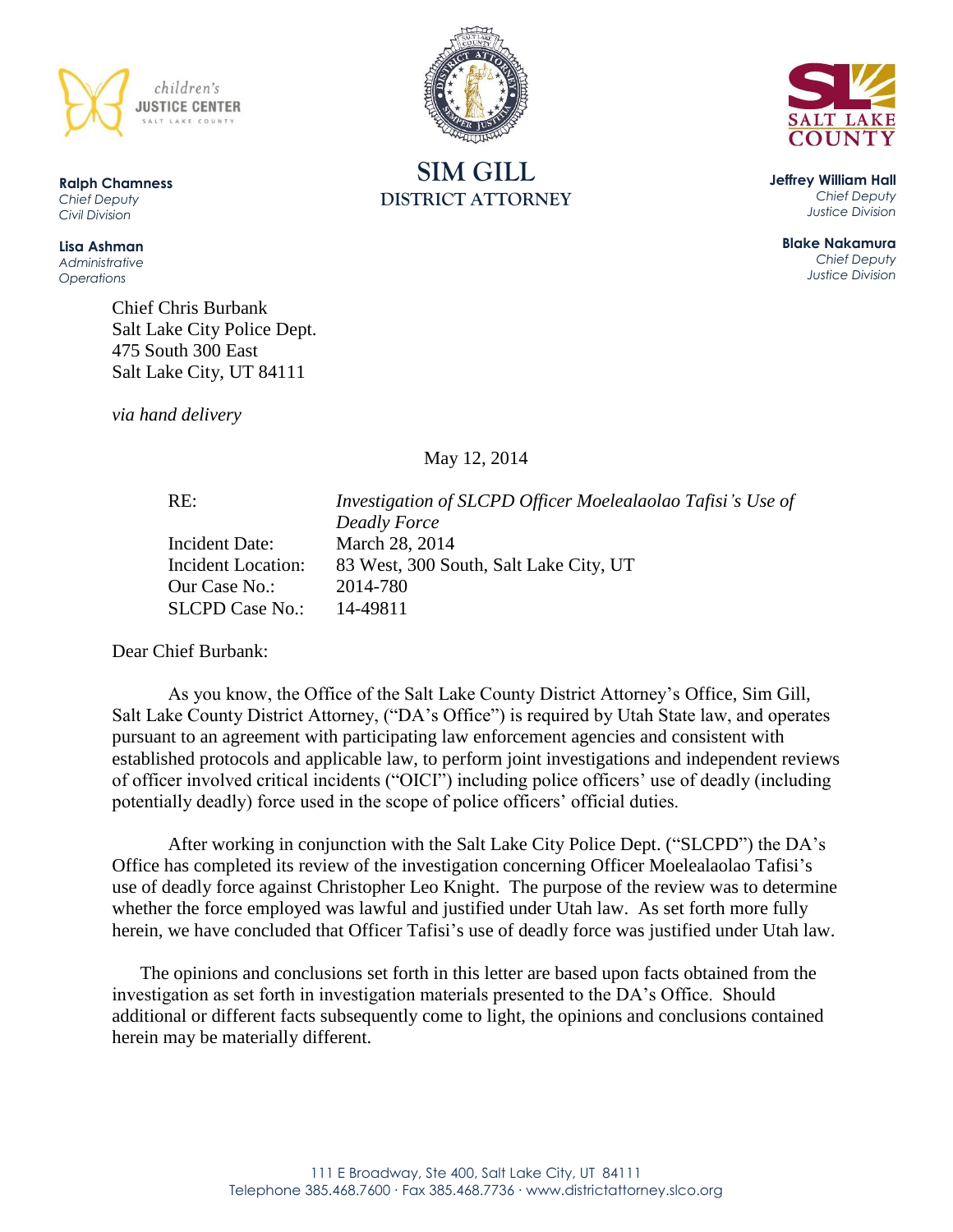children's
JUSTICE CENTER
SALT LAKE COUNTY

**Ralph Chamness**
*Chief Deputy*
*Civil Division*

**Lisa Ashman**
*Administrative*
*Operations*

**SIM GILL**
**DISTRICT ATTORNEY**

SALT LAKE
COUNTY

**Jeffrey William Hall**
*Chief Deputy*
*Justice Division*

**Blake Nakamura**
*Chief Deputy*
*Justice Division*

Chief Chris Burbank
Salt Lake City Police Dept.
475 South 300 East
Salt Lake City, UT 84111

*via hand delivery*

May 12, 2014

| | |
|---|---|
| RE: | *Investigation of SLCPD Officer Moelealaolao Tafisi's Use of Deadly Force* |
| Incident Date: | March 28, 2014 |
| Incident Location: | 83 West, 300 South, Salt Lake City, UT |
| Our Case No.: | 2014-780 |
| SLCPD Case No.: | 14-49811 |

Dear Chief Burbank:

As you know, the Office of the Salt Lake County District Attorney's Office, Sim Gill, Salt Lake County District Attorney, ("DA's Office") is required by Utah State law, and operates pursuant to an agreement with participating law enforcement agencies and consistent with established protocols and applicable law, to perform joint investigations and independent reviews of officer involved critical incidents ("OICI") including police officers' use of deadly (including potentially deadly) force used in the scope of police officers' official duties.

After working in conjunction with the Salt Lake City Police Dept. ("SLCPD") the DA's Office has completed its review of the investigation concerning Officer Moelealaolao Tafisi's use of deadly force against Christopher Leo Knight. The purpose of the review was to determine whether the force employed was lawful and justified under Utah law. As set forth more fully herein, we have concluded that Officer Tafisi's use of deadly force was justified under Utah law.

The opinions and conclusions set forth in this letter are based upon facts obtained from the investigation as set forth in investigation materials presented to the DA's Office. Should additional or different facts subsequently come to light, the opinions and conclusions contained herein may be materially different.

111 E Broadway, Ste 400, Salt Lake City, UT 84111
Telephone 385.468.7600 · Fax 385.468.7736 · www.districtattorney.slco.org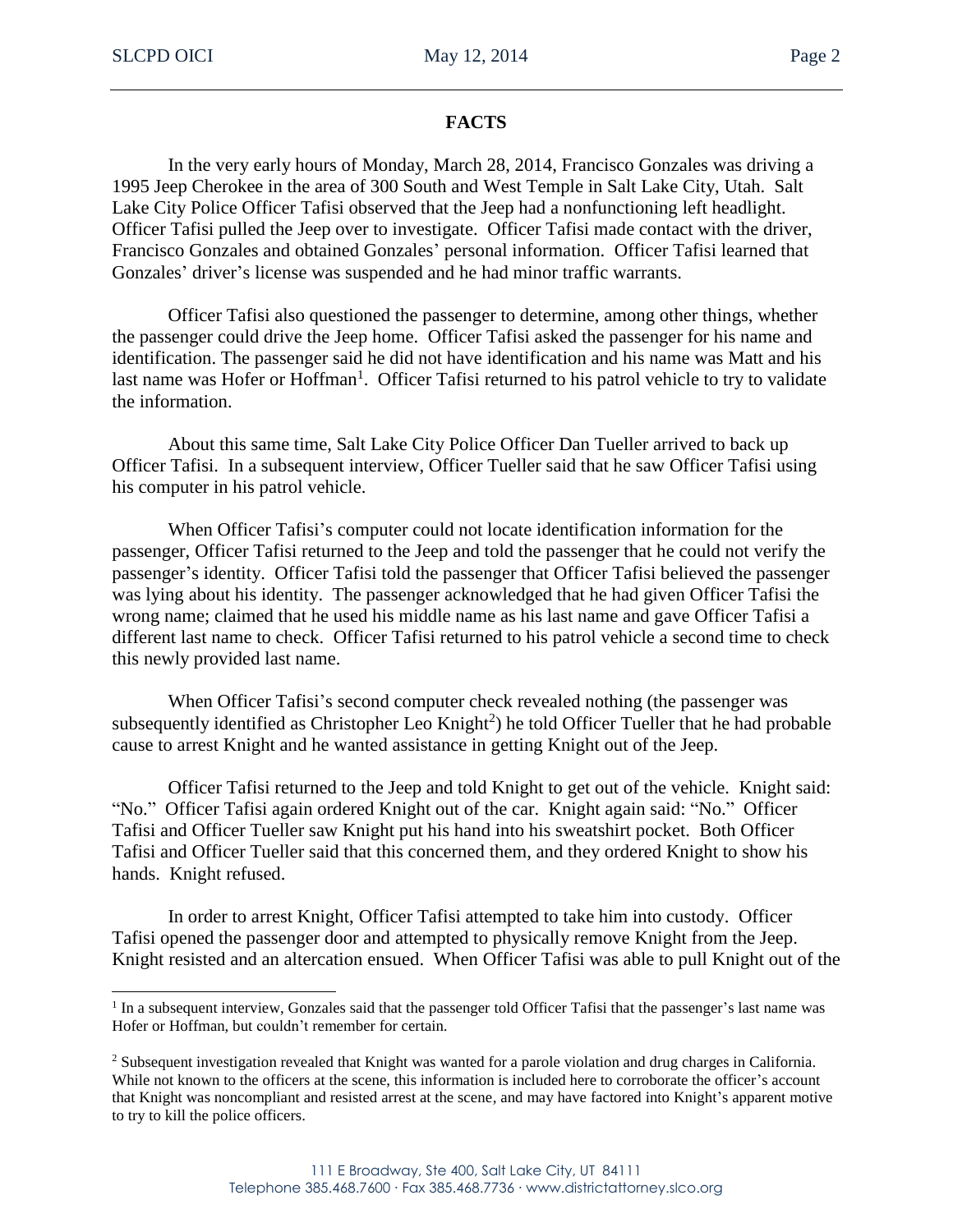## FACTS

In the very early hours of Monday, March 28, 2014, Francisco Gonzales was driving a 1995 Jeep Cherokee in the area of 300 South and West Temple in Salt Lake City, Utah. Salt Lake City Police Officer Tafisi observed that the Jeep had a nonfunctioning left headlight. Officer Tafisi pulled the Jeep over to investigate. Officer Tafisi made contact with the driver, Francisco Gonzales and obtained Gonzales' personal information. Officer Tafisi learned that Gonzales' driver's license was suspended and he had minor traffic warrants.

Officer Tafisi also questioned the passenger to determine, among other things, whether the passenger could drive the Jeep home. Officer Tafisi asked the passenger for his name and identification. The passenger said he did not have identification and his name was Matt and his last name was Hofer or Hoffman[1]. Officer Tafisi returned to his patrol vehicle to try to validate the information.

About this same time, Salt Lake City Police Officer Dan Tueller arrived to back up Officer Tafisi. In a subsequent interview, Officer Tueller said that he saw Officer Tafisi using his computer in his patrol vehicle.

When Officer Tafisi's computer could not locate identification information for the passenger, Officer Tafisi returned to the Jeep and told the passenger that he could not verify the passenger's identity. Officer Tafisi told the passenger that Officer Tafisi believed the passenger was lying about his identity. The passenger acknowledged that he had given Officer Tafisi the wrong name; claimed that he used his middle name as his last name and gave Officer Tafisi a different last name to check. Officer Tafisi returned to his patrol vehicle a second time to check this newly provided last name.

When Officer Tafisi's second computer check revealed nothing (the passenger was subsequently identified as Christopher Leo Knight[2]) he told Officer Tueller that he had probable cause to arrest Knight and he wanted assistance in getting Knight out of the Jeep.

Officer Tafisi returned to the Jeep and told Knight to get out of the vehicle. Knight said: "No." Officer Tafisi again ordered Knight out of the car. Knight again said: "No." Officer Tafisi and Officer Tueller saw Knight put his hand into his sweatshirt pocket. Both Officer Tafisi and Officer Tueller said that this concerned them, and they ordered Knight to show his hands. Knight refused.

In order to arrest Knight, Officer Tafisi attempted to take him into custody. Officer Tafisi opened the passenger door and attempted to physically remove Knight from the Jeep. Knight resisted and an altercation ensued. When Officer Tafisi was able to pull Knight out of the

---

[1] In a subsequent interview, Gonzales said that the passenger told Officer Tafisi that the passenger's last name was Hofer or Hoffman, but couldn't remember for certain.

[2] Subsequent investigation revealed that Knight was wanted for a parole violation and drug charges in California. While not known to the officers at the scene, this information is included here to corroborate the officer's account that Knight was noncompliant and resisted arrest at the scene, and may have factored into Knight's apparent motive to try to kill the police officers.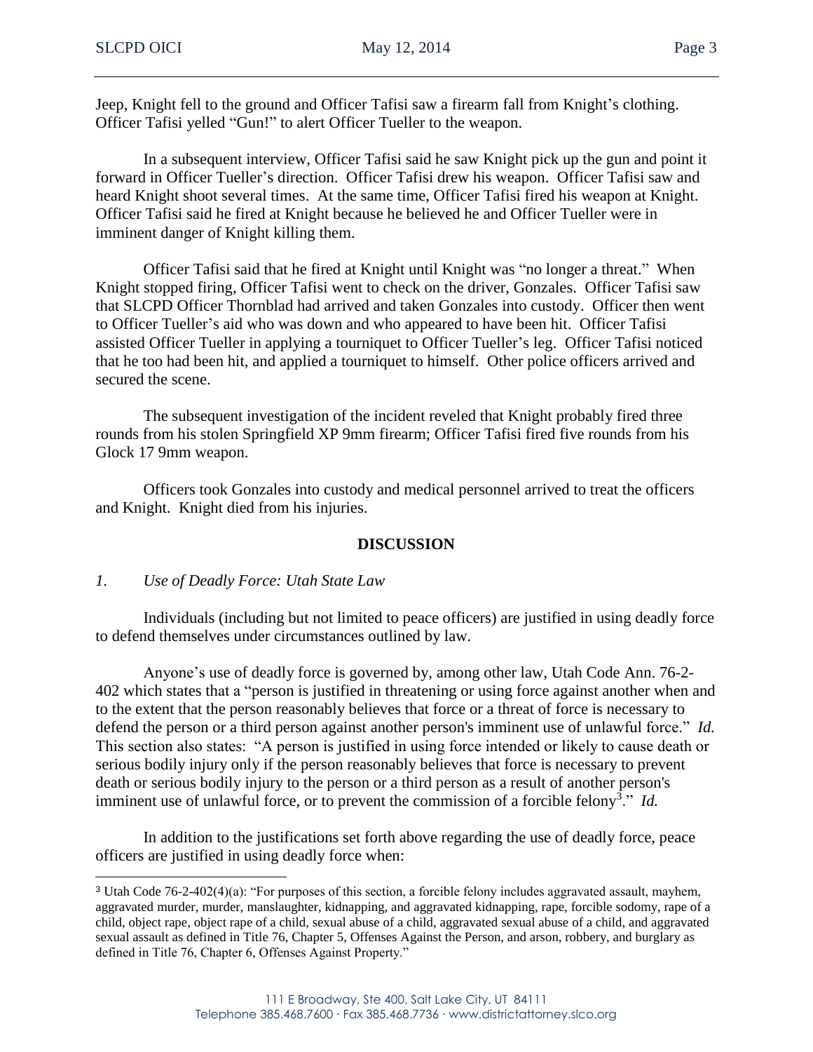Jeep, Knight fell to the ground and Officer Tafisi saw a firearm fall from Knight's clothing. Officer Tafisi yelled "Gun!" to alert Officer Tueller to the weapon.

In a subsequent interview, Officer Tafisi said he saw Knight pick up the gun and point it forward in Officer Tueller's direction. Officer Tafisi drew his weapon. Officer Tafisi saw and heard Knight shoot several times. At the same time, Officer Tafisi fired his weapon at Knight. Officer Tafisi said he fired at Knight because he believed he and Officer Tueller were in imminent danger of Knight killing them.

Officer Tafisi said that he fired at Knight until Knight was "no longer a threat." When Knight stopped firing, Officer Tafisi went to check on the driver, Gonzales. Officer Tafisi saw that SLCPD Officer Thornblad had arrived and taken Gonzales into custody. Officer then went to Officer Tueller's aid who was down and who appeared to have been hit. Officer Tafisi assisted Officer Tueller in applying a tourniquet to Officer Tueller's leg. Officer Tafisi noticed that he too had been hit, and applied a tourniquet to himself. Other police officers arrived and secured the scene.

The subsequent investigation of the incident reveled that Knight probably fired three rounds from his stolen Springfield XP 9mm firearm; Officer Tafisi fired five rounds from his Glock 17 9mm weapon.

Officers took Gonzales into custody and medical personnel arrived to treat the officers and Knight. Knight died from his injuries.

## DISCUSSION

### *1. Use of Deadly Force: Utah State Law*

Individuals (including but not limited to peace officers) are justified in using deadly force to defend themselves under circumstances outlined by law.

Anyone's use of deadly force is governed by, among other law, Utah Code Ann. 76-2-402 which states that a "person is justified in threatening or using force against another when and to the extent that the person reasonably believes that force or a threat of force is necessary to defend the person or a third person against another person's imminent use of unlawful force." *Id.* This section also states: "A person is justified in using force intended or likely to cause death or serious bodily injury only if the person reasonably believes that force is necessary to prevent death or serious bodily injury to the person or a third person as a result of another person's imminent use of unlawful force, or to prevent the commission of a forcible felony[3]." *Id.*

In addition to the justifications set forth above regarding the use of deadly force, peace officers are justified in using deadly force when:

---

[3] Utah Code 76-2-402(4)(a): "For purposes of this section, a forcible felony includes aggravated assault, mayhem, aggravated murder, murder, manslaughter, kidnapping, and aggravated kidnapping, rape, forcible sodomy, rape of a child, object rape, object rape of a child, sexual abuse of a child, aggravated sexual abuse of a child, and aggravated sexual assault as defined in Title 76, Chapter 5, Offenses Against the Person, and arson, robbery, and burglary as defined in Title 76, Chapter 6, Offenses Against Property."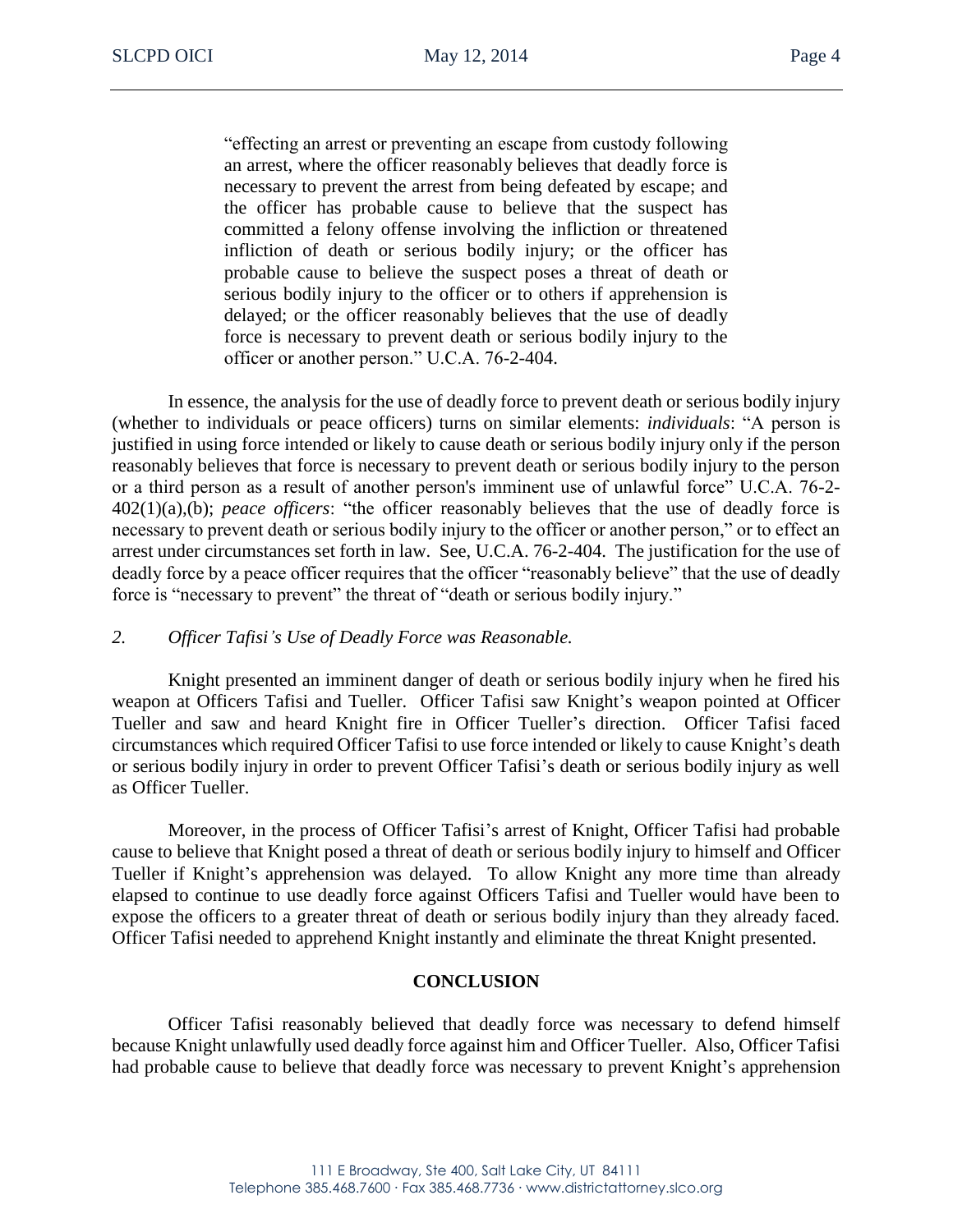> "effecting an arrest or preventing an escape from custody following an arrest, where the officer reasonably believes that deadly force is necessary to prevent the arrest from being defeated by escape; and the officer has probable cause to believe that the suspect has committed a felony offense involving the infliction or threatened infliction of death or serious bodily injury; or the officer has probable cause to believe the suspect poses a threat of death or serious bodily injury to the officer or to others if apprehension is delayed; or the officer reasonably believes that the use of deadly force is necessary to prevent death or serious bodily injury to the officer or another person." U.C.A. 76-2-404.

In essence, the analysis for the use of deadly force to prevent death or serious bodily injury (whether to individuals or peace officers) turns on similar elements: *individuals*: "A person is justified in using force intended or likely to cause death or serious bodily injury only if the person reasonably believes that force is necessary to prevent death or serious bodily injury to the person or a third person as a result of another person's imminent use of unlawful force" U.C.A. 76-2-402(1)(a),(b); *peace officers*: "the officer reasonably believes that the use of deadly force is necessary to prevent death or serious bodily injury to the officer or another person," or to effect an arrest under circumstances set forth in law. See, U.C.A. 76-2-404. The justification for the use of deadly force by a peace officer requires that the officer "reasonably believe" that the use of deadly force is "necessary to prevent" the threat of "death or serious bodily injury."

*2. Officer Tafisi's Use of Deadly Force was Reasonable.*

Knight presented an imminent danger of death or serious bodily injury when he fired his weapon at Officers Tafisi and Tueller. Officer Tafisi saw Knight's weapon pointed at Officer Tueller and saw and heard Knight fire in Officer Tueller's direction. Officer Tafisi faced circumstances which required Officer Tafisi to use force intended or likely to cause Knight's death or serious bodily injury in order to prevent Officer Tafisi's death or serious bodily injury as well as Officer Tueller.

Moreover, in the process of Officer Tafisi's arrest of Knight, Officer Tafisi had probable cause to believe that Knight posed a threat of death or serious bodily injury to himself and Officer Tueller if Knight's apprehension was delayed. To allow Knight any more time than already elapsed to continue to use deadly force against Officers Tafisi and Tueller would have been to expose the officers to a greater threat of death or serious bodily injury than they already faced. Officer Tafisi needed to apprehend Knight instantly and eliminate the threat Knight presented.

**CONCLUSION**

Officer Tafisi reasonably believed that deadly force was necessary to defend himself because Knight unlawfully used deadly force against him and Officer Tueller. Also, Officer Tafisi had probable cause to believe that deadly force was necessary to prevent Knight's apprehension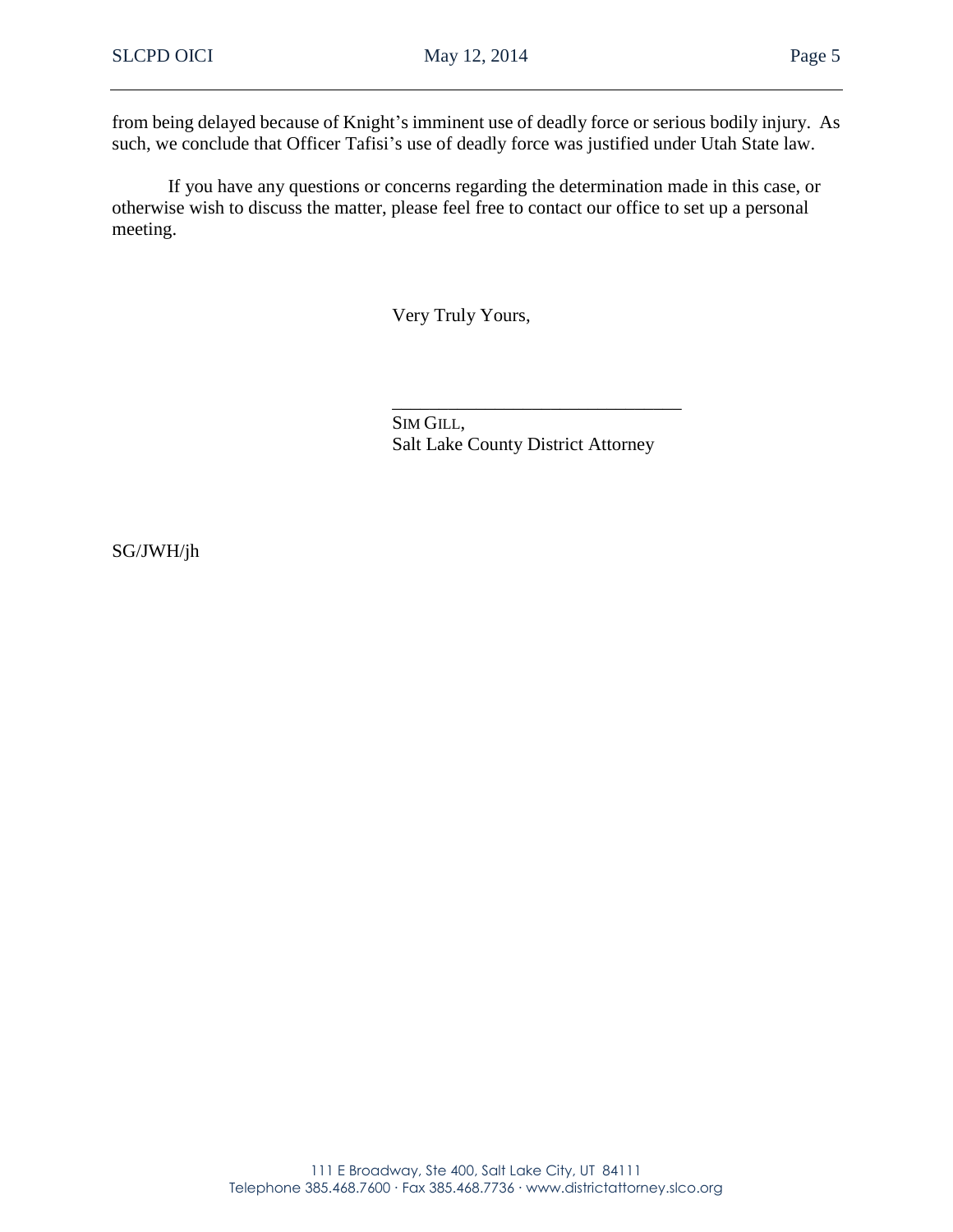from being delayed because of Knight's imminent use of deadly force or serious bodily injury. As such, we conclude that Officer Tafisi's use of deadly force was justified under Utah State law.

If you have any questions or concerns regarding the determination made in this case, or otherwise wish to discuss the matter, please feel free to contact our office to set up a personal meeting.

Very Truly Yours,

\_\_\_\_\_\_\_\_\_\_\_\_\_\_\_\_\_\_\_\_\_\_\_\_\_\_\_\_\_\_\_\_

SIM GILL,
Salt Lake County District Attorney

SG/JWH/jh

111 E Broadway, Ste 400, Salt Lake City, UT 84111
Telephone 385.468.7600 · Fax 385.468.7736 · www.districtattorney.slco.org